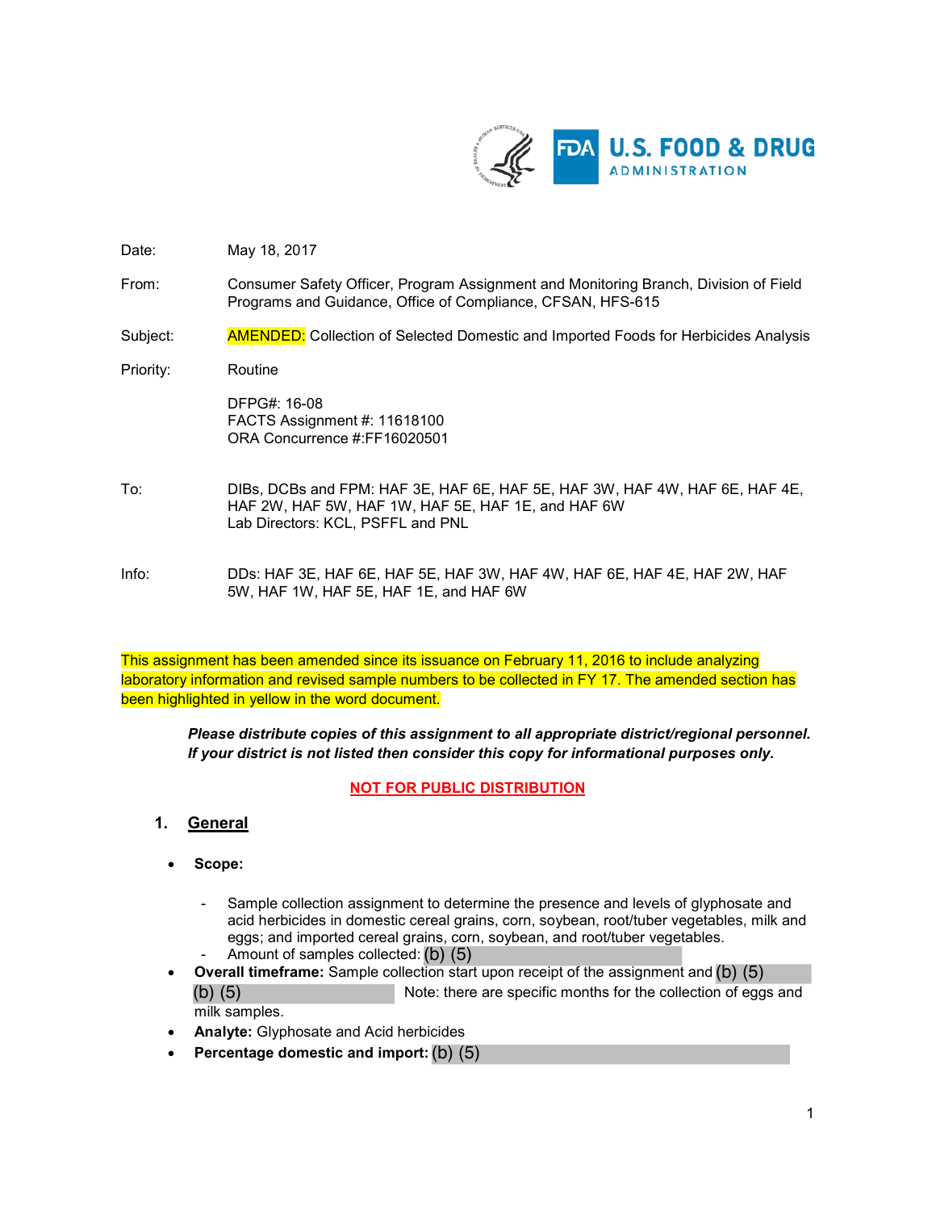U.S. FOOD & DRUG ADMINISTRATION

| | |
|---|---|
| Date: | May 18, 2017 |
| From: | Consumer Safety Officer, Program Assignment and Monitoring Branch, Division of Field Programs and Guidance, Office of Compliance, CFSAN, HFS-615 |
| Subject: | AMENDED: Collection of Selected Domestic and Imported Foods for Herbicides Analysis |
| Priority: | Routine |
| | DFPG#: 16-08<br>FACTS Assignment #: 11618100<br>ORA Concurrence #:FF16020501 |
| To: | DIBs, DCBs and FPM: HAF 3E, HAF 6E, HAF 5E, HAF 3W, HAF 4W, HAF 6E, HAF 4E, HAF 2W, HAF 5W, HAF 1W, HAF 5E, HAF 1E, and HAF 6W<br>Lab Directors: KCL, PSFFL and PNL |
| Info: | DDs: HAF 3E, HAF 6E, HAF 5E, HAF 3W, HAF 4W, HAF 6E, HAF 4E, HAF 2W, HAF 5W, HAF 1W, HAF 5E, HAF 1E, and HAF 6W |

This assignment has been amended since its issuance on February 11, 2016 to include analyzing laboratory information and revised sample numbers to be collected in FY 17. The amended section has been highlighted in yellow in the word document.

***Please distribute copies of this assignment to all appropriate district/regional personnel. If your district is not listed then consider this copy for informational purposes only.***

**NOT FOR PUBLIC DISTRIBUTION**

## 1. General

- **Scope:**
  - Sample collection assignment to determine the presence and levels of glyphosate and acid herbicides in domestic cereal grains, corn, soybean, root/tuber vegetables, milk and eggs; and imported cereal grains, corn, soybean, and root/tuber vegetables.
  - Amount of samples collected: (b) (5)
- **Overall timeframe:** Sample collection start upon receipt of the assignment and (b) (5) (b) (5) Note: there are specific months for the collection of eggs and milk samples.
- **Analyte:** Glyphosate and Acid herbicides
- **Percentage domestic and import:** (b) (5)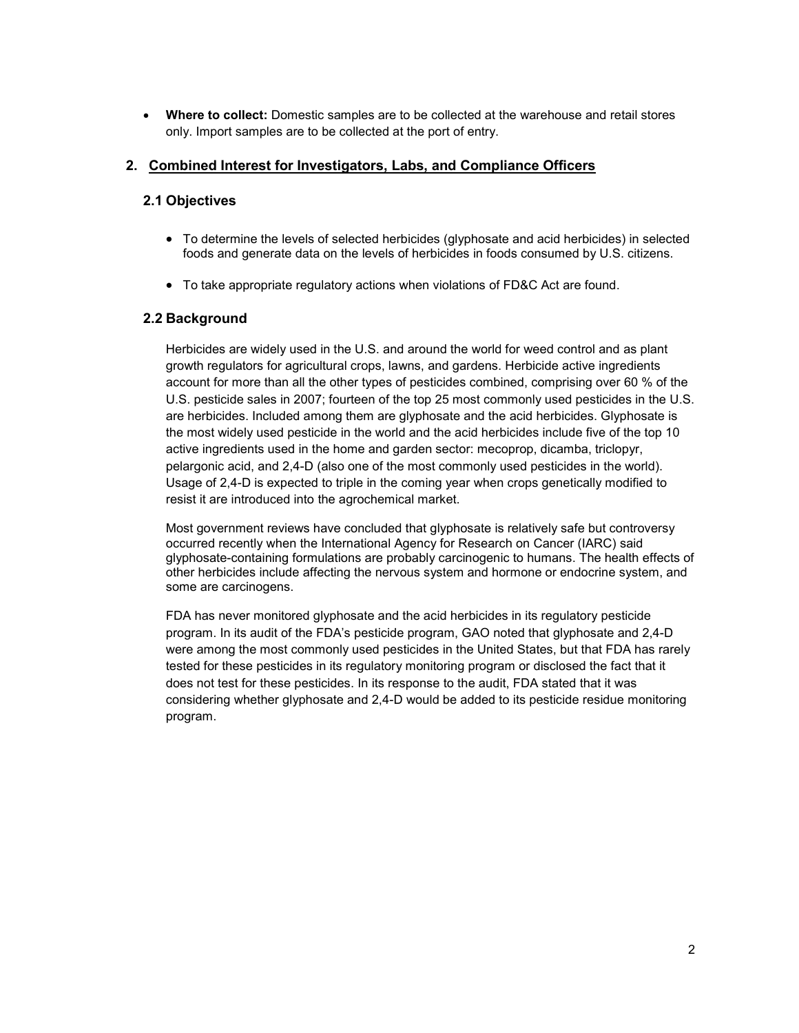- **Where to collect:** Domestic samples are to be collected at the warehouse and retail stores only. Import samples are to be collected at the port of entry.

## 2. Combined Interest for Investigators, Labs, and Compliance Officers

### 2.1 Objectives

- To determine the levels of selected herbicides (glyphosate and acid herbicides) in selected foods and generate data on the levels of herbicides in foods consumed by U.S. citizens.
- To take appropriate regulatory actions when violations of FD&C Act are found.

### 2.2 Background

Herbicides are widely used in the U.S. and around the world for weed control and as plant growth regulators for agricultural crops, lawns, and gardens. Herbicide active ingredients account for more than all the other types of pesticides combined, comprising over 60 % of the U.S. pesticide sales in 2007; fourteen of the top 25 most commonly used pesticides in the U.S. are herbicides. Included among them are glyphosate and the acid herbicides. Glyphosate is the most widely used pesticide in the world and the acid herbicides include five of the top 10 active ingredients used in the home and garden sector: mecoprop, dicamba, triclopyr, pelargonic acid, and 2,4-D (also one of the most commonly used pesticides in the world). Usage of 2,4-D is expected to triple in the coming year when crops genetically modified to resist it are introduced into the agrochemical market.

Most government reviews have concluded that glyphosate is relatively safe but controversy occurred recently when the International Agency for Research on Cancer (IARC) said glyphosate-containing formulations are probably carcinogenic to humans. The health effects of other herbicides include affecting the nervous system and hormone or endocrine system, and some are carcinogens.

FDA has never monitored glyphosate and the acid herbicides in its regulatory pesticide program. In its audit of the FDA's pesticide program, GAO noted that glyphosate and 2,4-D were among the most commonly used pesticides in the United States, but that FDA has rarely tested for these pesticides in its regulatory monitoring program or disclosed the fact that it does not test for these pesticides. In its response to the audit, FDA stated that it was considering whether glyphosate and 2,4-D would be added to its pesticide residue monitoring program.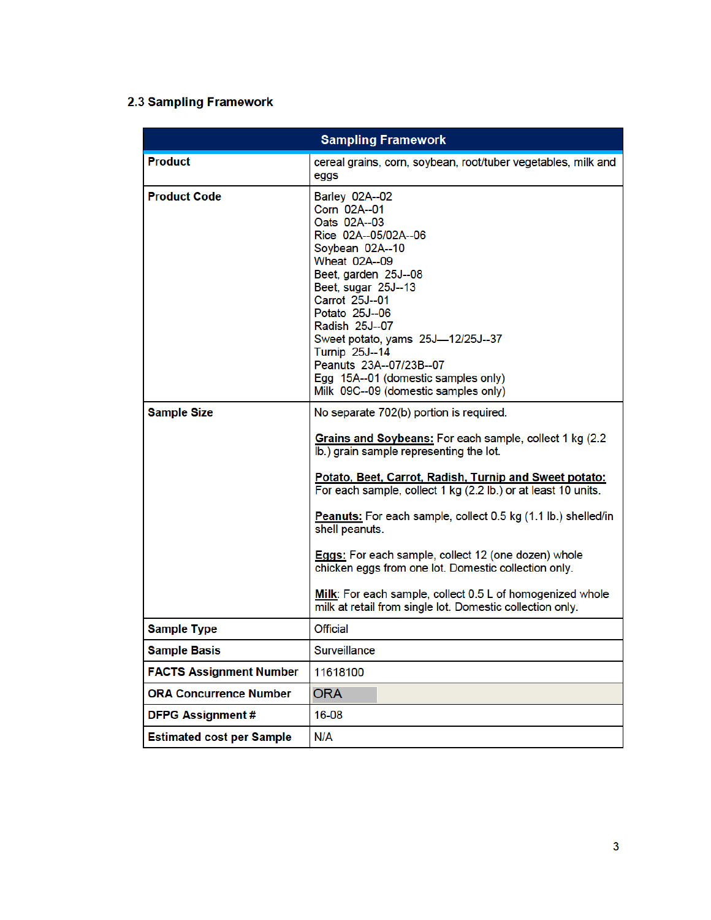### 2.3 Sampling Framework

| Sampling Framework | |
|---|---|
| **Product** | cereal grains, corn, soybean, root/tuber vegetables, milk and eggs |
| **Product Code** | Barley 02A--02<br>Corn 02A--01<br>Oats 02A--03<br>Rice 02A--05/02A--06<br>Soybean 02A--10<br>Wheat 02A--09<br>Beet, garden 25J--08<br>Beet, sugar 25J--13<br>Carrot 25J--01<br>Potato 25J--06<br>Radish 25J--07<br>Sweet potato, yams 25J—12/25J--37<br>Turnip 25J--14<br>Peanuts 23A--07/23B--07<br>Egg 15A--01 (domestic samples only)<br>Milk 09C--09 (domestic samples only) |
| **Sample Size** | No separate 702(b) portion is required.<br><br>**Grains and Soybeans:** For each sample, collect 1 kg (2.2 lb.) grain sample representing the lot.<br><br>**Potato, Beet, Carrot, Radish, Turnip and Sweet potato:** For each sample, collect 1 kg (2.2 lb.) or at least 10 units.<br><br>**Peanuts:** For each sample, collect 0.5 kg (1.1 lb.) shelled/in shell peanuts.<br><br>**Eggs:** For each sample, collect 12 (one dozen) whole chicken eggs from one lot. Domestic collection only.<br><br>**Milk**: For each sample, collect 0.5 L of homogenized whole milk at retail from single lot. Domestic collection only. |
| **Sample Type** | Official |
| **Sample Basis** | Surveillance |
| **FACTS Assignment Number** | 11618100 |
| **ORA Concurrence Number** | ORA |
| **DFPG Assignment #** | 16-08 |
| **Estimated cost per Sample** | N/A |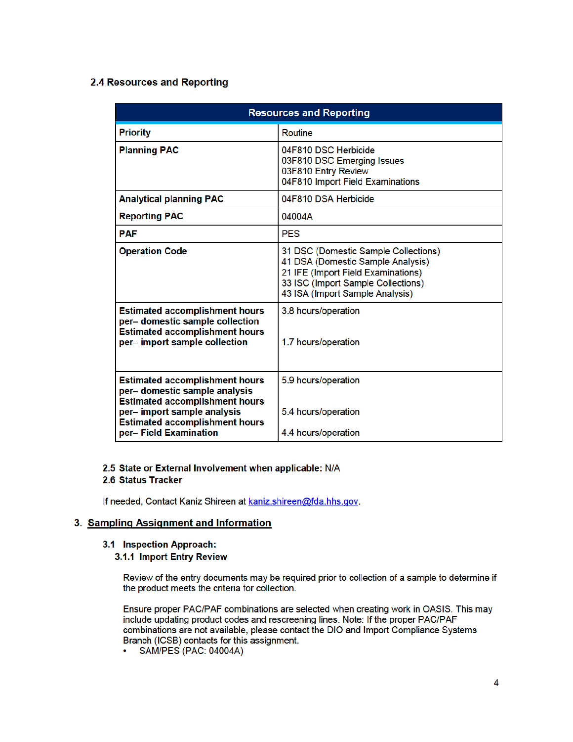### 2.4 Resources and Reporting

| Resources and Reporting | |
|---|---|
| **Priority** | Routine |
| **Planning PAC** | 04F810 DSC Herbicide<br>03F810 DSC Emerging Issues<br>03F810 Entry Review<br>04F810 Import Field Examinations |
| **Analytical planning PAC** | 04F810 DSA Herbicide |
| **Reporting PAC** | 04004A |
| **PAF** | PES |
| **Operation Code** | 31 DSC (Domestic Sample Collections)<br>41 DSA (Domestic Sample Analysis)<br>21 IFE (Import Field Examinations)<br>33 ISC (Import Sample Collections)<br>43 ISA (Import Sample Analysis) |
| **Estimated accomplishment hours per– domestic sample collection**<br>**Estimated accomplishment hours per– import sample collection** | 3.8 hours/operation<br><br>1.7 hours/operation |
| **Estimated accomplishment hours per– domestic sample analysis**<br>**Estimated accomplishment hours per– import sample analysis**<br>**Estimated accomplishment hours per– Field Examination** | 5.9 hours/operation<br><br>5.4 hours/operation<br><br>4.4 hours/operation |

**2.5 State or External Involvement when applicable:** N/A
**2.6 Status Tracker**

If needed, Contact Kaniz Shireen at kaniz.shireen@fda.hhs.gov.

## 3. Sampling Assignment and Information

### 3.1 Inspection Approach:

#### 3.1.1 Import Entry Review

Review of the entry documents may be required prior to collection of a sample to determine if the product meets the criteria for collection.

Ensure proper PAC/PAF combinations are selected when creating work in OASIS. This may include updating product codes and rescreening lines. Note: If the proper PAC/PAF combinations are not available, please contact the DIO and Import Compliance Systems Branch (ICSB) contacts for this assignment.

- SAM/PES (PAC: 04004A)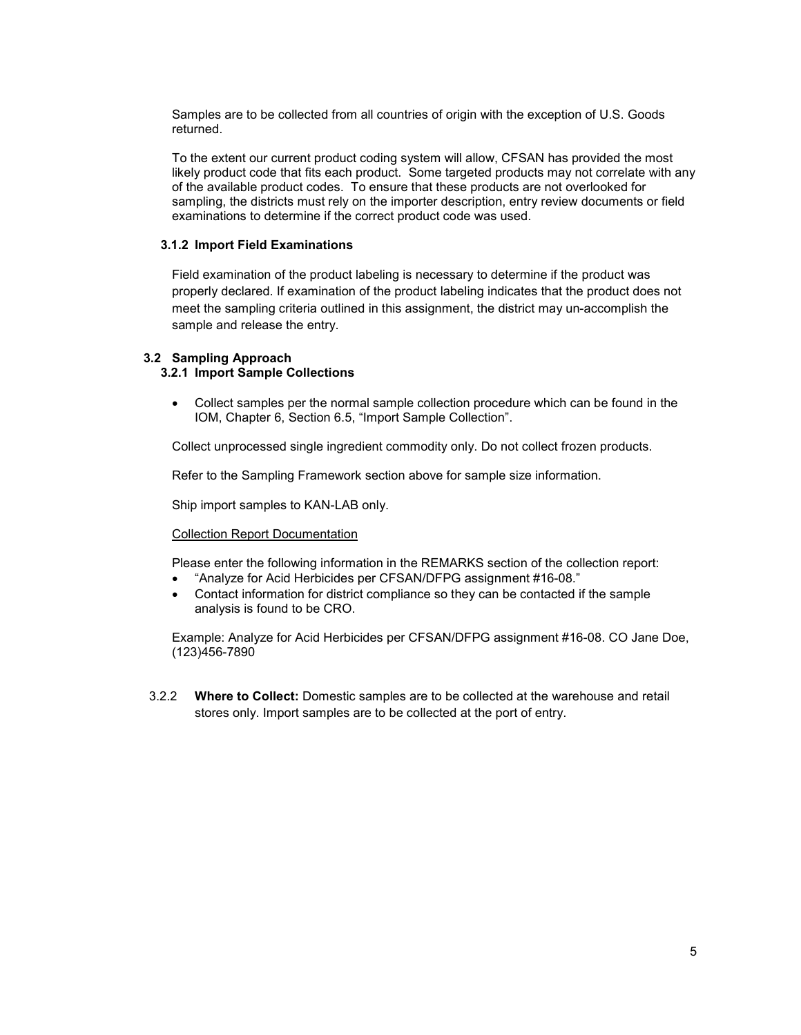Samples are to be collected from all countries of origin with the exception of U.S. Goods returned.

To the extent our current product coding system will allow, CFSAN has provided the most likely product code that fits each product. Some targeted products may not correlate with any of the available product codes. To ensure that these products are not overlooked for sampling, the districts must rely on the importer description, entry review documents or field examinations to determine if the correct product code was used.

#### 3.1.2 Import Field Examinations

Field examination of the product labeling is necessary to determine if the product was properly declared. If examination of the product labeling indicates that the product does not meet the sampling criteria outlined in this assignment, the district may un-accomplish the sample and release the entry.

### 3.2 Sampling Approach

#### 3.2.1 Import Sample Collections

- Collect samples per the normal sample collection procedure which can be found in the IOM, Chapter 6, Section 6.5, "Import Sample Collection".

Collect unprocessed single ingredient commodity only. Do not collect frozen products.

Refer to the Sampling Framework section above for sample size information.

Ship import samples to KAN-LAB only.

Collection Report Documentation

Please enter the following information in the REMARKS section of the collection report:

- "Analyze for Acid Herbicides per CFSAN/DFPG assignment #16-08."
- Contact information for district compliance so they can be contacted if the sample analysis is found to be CRO.

Example: Analyze for Acid Herbicides per CFSAN/DFPG assignment #16-08. CO Jane Doe, (123)456-7890

3.2.2 **Where to Collect:** Domestic samples are to be collected at the warehouse and retail stores only. Import samples are to be collected at the port of entry.